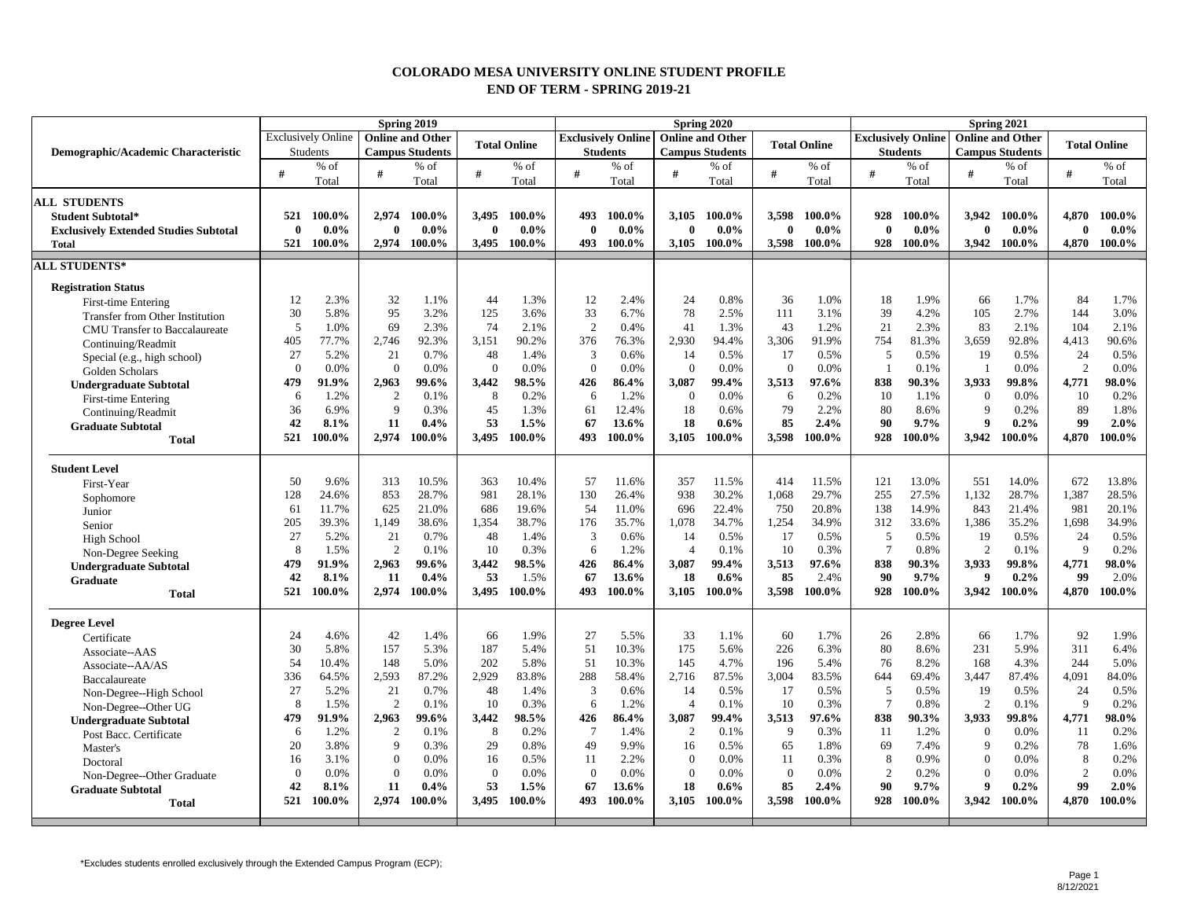# COLORADO MESA UNIVERSITY ONLINE STUDENT PROFILE
## END OF TERM - SPRING 2019-21

| Demographic/Academic Characteristic | Spring 2019 | | | | | | Spring 2020 | | | | | | Spring 2021 | | | | | |
|---|---|---|---|---|---|---|---|---|---|---|---|---|---|---|---|---|---|---|
| | Exclusively Online Students | | Online and Other Campus Students | | Total Online | | Exclusively Online Students | | Online and Other Campus Students | | Total Online | | Exclusively Online Students | | Online and Other Campus Students | | Total Online | |
| | # | % of Total | # | % of Total | # | % of Total | # | % of Total | # | % of Total | # | % of Total | # | % of Total | # | % of Total | # | % of Total |
| **ALL STUDENTS** | | | | | | | | | | | | | | | | | | |
| **Student Subtotal*** | **521** | **100.0%** | **2,974** | **100.0%** | **3,495** | **100.0%** | **493** | **100.0%** | **3,105** | **100.0%** | **3,598** | **100.0%** | **928** | **100.0%** | **3,942** | **100.0%** | **4,870** | **100.0%** |
| **Exclusively Extended Studies Subtotal** | **0** | **0.0%** | **0** | **0.0%** | **0** | **0.0%** | **0** | **0.0%** | **0** | **0.0%** | **0** | **0.0%** | **0** | **0.0%** | **0** | **0.0%** | **0** | **0.0%** |
| **Total** | **521** | **100.0%** | **2,974** | **100.0%** | **3,495** | **100.0%** | **493** | **100.0%** | **3,105** | **100.0%** | **3,598** | **100.0%** | **928** | **100.0%** | **3,942** | **100.0%** | **4,870** | **100.0%** |
| **ALL STUDENTS*** | | | | | | | | | | | | | | | | | | |
| **Registration Status** | | | | | | | | | | | | | | | | | | |
| First-time Entering | 12 | 2.3% | 32 | 1.1% | 44 | 1.3% | 12 | 2.4% | 24 | 0.8% | 36 | 1.0% | 18 | 1.9% | 66 | 1.7% | 84 | 1.7% |
| Transfer from Other Institution | 30 | 5.8% | 95 | 3.2% | 125 | 3.6% | 33 | 6.7% | 78 | 2.5% | 111 | 3.1% | 39 | 4.2% | 105 | 2.7% | 144 | 3.0% |
| CMU Transfer to Baccalaureate | 5 | 1.0% | 69 | 2.3% | 74 | 2.1% | 2 | 0.4% | 41 | 1.3% | 43 | 1.2% | 21 | 2.3% | 83 | 2.1% | 104 | 2.1% |
| Continuing/Readmit | 405 | 77.7% | 2,746 | 92.3% | 3,151 | 90.2% | 376 | 76.3% | 2,930 | 94.4% | 3,306 | 91.9% | 754 | 81.3% | 3,659 | 92.8% | 4,413 | 90.6% |
| Special (e.g., high school) | 27 | 5.2% | 21 | 0.7% | 48 | 1.4% | 3 | 0.6% | 14 | 0.5% | 17 | 0.5% | 5 | 0.5% | 19 | 0.5% | 24 | 0.5% |
| Golden Scholars | 0 | 0.0% | 0 | 0.0% | 0 | 0.0% | 0 | 0.0% | 0 | 0.0% | 0 | 0.0% | 1 | 0.1% | 1 | 0.0% | 2 | 0.0% |
| **Undergraduate Subtotal** | **479** | **91.9%** | **2,963** | **99.6%** | **3,442** | **98.5%** | **426** | **86.4%** | **3,087** | **99.4%** | **3,513** | **97.6%** | **838** | **90.3%** | **3,933** | **99.8%** | **4,771** | **98.0%** |
| First-time Entering | 6 | 1.2% | 2 | 0.1% | 8 | 0.2% | 6 | 1.2% | 0 | 0.0% | 6 | 0.2% | 10 | 1.1% | 0 | 0.0% | 10 | 0.2% |
| Continuing/Readmit | 36 | 6.9% | 9 | 0.3% | 45 | 1.3% | 61 | 12.4% | 18 | 0.6% | 79 | 2.2% | 80 | 8.6% | 9 | 0.2% | 89 | 1.8% |
| **Graduate Subtotal** | **42** | **8.1%** | **11** | **0.4%** | **53** | **1.5%** | **67** | **13.6%** | **18** | **0.6%** | **85** | **2.4%** | **90** | **9.7%** | **9** | **0.2%** | **99** | **2.0%** |
| **Total** | **521** | **100.0%** | **2,974** | **100.0%** | **3,495** | **100.0%** | **493** | **100.0%** | **3,105** | **100.0%** | **3,598** | **100.0%** | **928** | **100.0%** | **3,942** | **100.0%** | **4,870** | **100.0%** |
| **Student Level** | | | | | | | | | | | | | | | | | | |
| First-Year | 50 | 9.6% | 313 | 10.5% | 363 | 10.4% | 57 | 11.6% | 357 | 11.5% | 414 | 11.5% | 121 | 13.0% | 551 | 14.0% | 672 | 13.8% |
| Sophomore | 128 | 24.6% | 853 | 28.7% | 981 | 28.1% | 130 | 26.4% | 938 | 30.2% | 1,068 | 29.7% | 255 | 27.5% | 1,132 | 28.7% | 1,387 | 28.5% |
| Junior | 61 | 11.7% | 625 | 21.0% | 686 | 19.6% | 54 | 11.0% | 696 | 22.4% | 750 | 20.8% | 138 | 14.9% | 843 | 21.4% | 981 | 20.1% |
| Senior | 205 | 39.3% | 1,149 | 38.6% | 1,354 | 38.7% | 176 | 35.7% | 1,078 | 34.7% | 1,254 | 34.9% | 312 | 33.6% | 1,386 | 35.2% | 1,698 | 34.9% |
| High School | 27 | 5.2% | 21 | 0.7% | 48 | 1.4% | 3 | 0.6% | 14 | 0.5% | 17 | 0.5% | 5 | 0.5% | 19 | 0.5% | 24 | 0.5% |
| Non-Degree Seeking | 8 | 1.5% | 2 | 0.1% | 10 | 0.3% | 6 | 1.2% | 4 | 0.1% | 10 | 0.3% | 7 | 0.8% | 2 | 0.1% | 9 | 0.2% |
| **Undergraduate Subtotal** | **479** | **91.9%** | **2,963** | **99.6%** | **3,442** | **98.5%** | **426** | **86.4%** | **3,087** | **99.4%** | **3,513** | **97.6%** | **838** | **90.3%** | **3,933** | **99.8%** | **4,771** | **98.0%** |
| **Graduate** | **42** | **8.1%** | **11** | **0.4%** | **53** | 1.5% | **67** | **13.6%** | **18** | **0.6%** | **85** | 2.4% | **90** | **9.7%** | **9** | **0.2%** | **99** | 2.0% |
| **Total** | **521** | **100.0%** | **2,974** | **100.0%** | **3,495** | **100.0%** | **493** | **100.0%** | **3,105** | **100.0%** | **3,598** | **100.0%** | **928** | **100.0%** | **3,942** | **100.0%** | **4,870** | **100.0%** |
| **Degree Level** | | | | | | | | | | | | | | | | | | |
| Certificate | 24 | 4.6% | 42 | 1.4% | 66 | 1.9% | 27 | 5.5% | 33 | 1.1% | 60 | 1.7% | 26 | 2.8% | 66 | 1.7% | 92 | 1.9% |
| Associate--AAS | 30 | 5.8% | 157 | 5.3% | 187 | 5.4% | 51 | 10.3% | 175 | 5.6% | 226 | 6.3% | 80 | 8.6% | 231 | 5.9% | 311 | 6.4% |
| Associate--AA/AS | 54 | 10.4% | 148 | 5.0% | 202 | 5.8% | 51 | 10.3% | 145 | 4.7% | 196 | 5.4% | 76 | 8.2% | 168 | 4.3% | 244 | 5.0% |
| Baccalaureate | 336 | 64.5% | 2,593 | 87.2% | 2,929 | 83.8% | 288 | 58.4% | 2,716 | 87.5% | 3,004 | 83.5% | 644 | 69.4% | 3,447 | 87.4% | 4,091 | 84.0% |
| Non-Degree--High School | 27 | 5.2% | 21 | 0.7% | 48 | 1.4% | 3 | 0.6% | 14 | 0.5% | 17 | 0.5% | 5 | 0.5% | 19 | 0.5% | 24 | 0.5% |
| Non-Degree--Other UG | 8 | 1.5% | 2 | 0.1% | 10 | 0.3% | 6 | 1.2% | 4 | 0.1% | 10 | 0.3% | 7 | 0.8% | 2 | 0.1% | 9 | 0.2% |
| **Undergraduate Subtotal** | **479** | **91.9%** | **2,963** | **99.6%** | **3,442** | **98.5%** | **426** | **86.4%** | **3,087** | **99.4%** | **3,513** | **97.6%** | **838** | **90.3%** | **3,933** | **99.8%** | **4,771** | **98.0%** |
| Post Bacc. Certificate | 6 | 1.2% | 2 | 0.1% | 8 | 0.2% | 7 | 1.4% | 2 | 0.1% | 9 | 0.3% | 11 | 1.2% | 0 | 0.0% | 11 | 0.2% |
| Master's | 20 | 3.8% | 9 | 0.3% | 29 | 0.8% | 49 | 9.9% | 16 | 0.5% | 65 | 1.8% | 69 | 7.4% | 9 | 0.2% | 78 | 1.6% |
| Doctoral | 16 | 3.1% | 0 | 0.0% | 16 | 0.5% | 11 | 2.2% | 0 | 0.0% | 11 | 0.3% | 8 | 0.9% | 0 | 0.0% | 8 | 0.2% |
| Non-Degree--Other Graduate | 0 | 0.0% | 0 | 0.0% | 0 | 0.0% | 0 | 0.0% | 0 | 0.0% | 0 | 0.0% | 2 | 0.2% | 0 | 0.0% | 2 | 0.0% |
| **Graduate Subtotal** | **42** | **8.1%** | **11** | **0.4%** | **53** | **1.5%** | **67** | **13.6%** | **18** | **0.6%** | **85** | **2.4%** | **90** | **9.7%** | **9** | **0.2%** | **99** | **2.0%** |
| **Total** | **521** | **100.0%** | **2,974** | **100.0%** | **3,495** | **100.0%** | **493** | **100.0%** | **3,105** | **100.0%** | **3,598** | **100.0%** | **928** | **100.0%** | **3,942** | **100.0%** | **4,870** | **100.0%** |

*Excludes students enrolled exclusively through the Extended Campus Program (ECP);

8/12/2021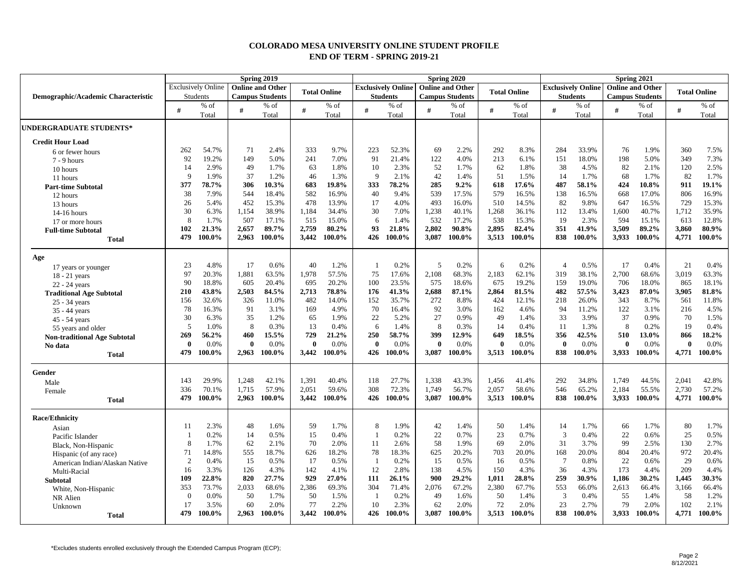# COLORADO MESA UNIVERSITY ONLINE STUDENT PROFILE
## END OF TERM - SPRING 2019-21

| Demographic/Academic Characteristic | Spring 2019 | | | | | | Spring 2020 | | | | | | Spring 2021 | | | | | |
|---|---|---|---|---|---|---|---|---|---|---|---|---|---|---|---|---|---|---|
| | Exclusively Online Students | | Online and Other Campus Students | | Total Online | | Exclusively Online Students | | Online and Other Campus Students | | Total Online | | Exclusively Online Students | | Online and Other Campus Students | | Total Online | |
| | # | % of Total | # | % of Total | # | % of Total | # | % of Total | # | % of Total | # | % of Total | # | % of Total | # | % of Total | # | % of Total |
| **UNDERGRADUATE STUDENTS*** | | | | | | | | | | | | | | | | | | |
| **Credit Hour Load** | | | | | | | | | | | | | | | | | | |
| 6 or fewer hours | 262 | 54.7% | 71 | 2.4% | 333 | 9.7% | 223 | 52.3% | 69 | 2.2% | 292 | 8.3% | 284 | 33.9% | 76 | 1.9% | 360 | 7.5% |
| 7 - 9 hours | 92 | 19.2% | 149 | 5.0% | 241 | 7.0% | 91 | 21.4% | 122 | 4.0% | 213 | 6.1% | 151 | 18.0% | 198 | 5.0% | 349 | 7.3% |
| 10 hours | 14 | 2.9% | 49 | 1.7% | 63 | 1.8% | 10 | 2.3% | 52 | 1.7% | 62 | 1.8% | 38 | 4.5% | 82 | 2.1% | 120 | 2.5% |
| 11 hours | 9 | 1.9% | 37 | 1.2% | 46 | 1.3% | 9 | 2.1% | 42 | 1.4% | 51 | 1.5% | 14 | 1.7% | 68 | 1.7% | 82 | 1.7% |
| **Part-time Subtotal** | **377** | **78.7%** | **306** | **10.3%** | **683** | **19.8%** | **333** | **78.2%** | **285** | **9.2%** | **618** | **17.6%** | **487** | **58.1%** | **424** | **10.8%** | **911** | **19.1%** |
| 12 hours | 38 | 7.9% | 544 | 18.4% | 582 | 16.9% | 40 | 9.4% | 539 | 17.5% | 579 | 16.5% | 138 | 16.5% | 668 | 17.0% | 806 | 16.9% |
| 13 hours | 26 | 5.4% | 452 | 15.3% | 478 | 13.9% | 17 | 4.0% | 493 | 16.0% | 510 | 14.5% | 82 | 9.8% | 647 | 16.5% | 729 | 15.3% |
| 14-16 hours | 30 | 6.3% | 1,154 | 38.9% | 1,184 | 34.4% | 30 | 7.0% | 1,238 | 40.1% | 1,268 | 36.1% | 112 | 13.4% | 1,600 | 40.7% | 1,712 | 35.9% |
| 17 or more hours | 8 | 1.7% | 507 | 17.1% | 515 | 15.0% | 6 | 1.4% | 532 | 17.2% | 538 | 15.3% | 19 | 2.3% | 594 | 15.1% | 613 | 12.8% |
| **Full-time Subtotal** | **102** | **21.3%** | **2,657** | **89.7%** | **2,759** | **80.2%** | **93** | **21.8%** | **2,802** | **90.8%** | **2,895** | **82.4%** | **351** | **41.9%** | **3,509** | **89.2%** | **3,860** | **80.9%** |
| **Total** | **479** | **100.0%** | **2,963** | **100.0%** | **3,442** | **100.0%** | **426** | **100.0%** | **3,087** | **100.0%** | **3,513** | **100.0%** | **838** | **100.0%** | **3,933** | **100.0%** | **4,771** | **100.0%** |
| **Age** | | | | | | | | | | | | | | | | | | |
| 17 years or younger | 23 | 4.8% | 17 | 0.6% | 40 | 1.2% | 1 | 0.2% | 5 | 0.2% | 6 | 0.2% | 4 | 0.5% | 17 | 0.4% | 21 | 0.4% |
| 18 - 21 years | 97 | 20.3% | 1,881 | 63.5% | 1,978 | 57.5% | 75 | 17.6% | 2,108 | 68.3% | 2,183 | 62.1% | 319 | 38.1% | 2,700 | 68.6% | 3,019 | 63.3% |
| 22 - 24 years | 90 | 18.8% | 605 | 20.4% | 695 | 20.2% | 100 | 23.5% | 575 | 18.6% | 675 | 19.2% | 159 | 19.0% | 706 | 18.0% | 865 | 18.1% |
| **Traditional Age Subtotal** | **210** | **43.8%** | **2,503** | **84.5%** | **2,713** | **78.8%** | **176** | **41.3%** | **2,688** | **87.1%** | **2,864** | **81.5%** | **482** | **57.5%** | **3,423** | **87.0%** | **3,905** | **81.8%** |
| 25 - 34 years | 156 | 32.6% | 326 | 11.0% | 482 | 14.0% | 152 | 35.7% | 272 | 8.8% | 424 | 12.1% | 218 | 26.0% | 343 | 8.7% | 561 | 11.8% |
| 35 - 44 years | 78 | 16.3% | 91 | 3.1% | 169 | 4.9% | 70 | 16.4% | 92 | 3.0% | 162 | 4.6% | 94 | 11.2% | 122 | 3.1% | 216 | 4.5% |
| 45 - 54 years | 30 | 6.3% | 35 | 1.2% | 65 | 1.9% | 22 | 5.2% | 27 | 0.9% | 49 | 1.4% | 33 | 3.9% | 37 | 0.9% | 70 | 1.5% |
| 55 years and older | 5 | 1.0% | 8 | 0.3% | 13 | 0.4% | 6 | 1.4% | 8 | 0.3% | 14 | 0.4% | 11 | 1.3% | 8 | 0.2% | 19 | 0.4% |
| **Non-traditional Age Subtotal** | **269** | **56.2%** | **460** | **15.5%** | **729** | **21.2%** | **250** | **58.7%** | **399** | **12.9%** | **649** | **18.5%** | **356** | **42.5%** | **510** | **13.0%** | **866** | **18.2%** |
| **No data** | **0** | 0.0% | **0** | 0.0% | **0** | 0.0% | **0** | 0.0% | **0** | 0.0% | **0** | 0.0% | **0** | 0.0% | **0** | 0.0% | **0** | 0.0% |
| **Total** | **479** | **100.0%** | **2,963** | **100.0%** | **3,442** | **100.0%** | **426** | **100.0%** | **3,087** | **100.0%** | **3,513** | **100.0%** | **838** | **100.0%** | **3,933** | **100.0%** | **4,771** | **100.0%** |
| **Gender** | | | | | | | | | | | | | | | | | | |
| Male | 143 | 29.9% | 1,248 | 42.1% | 1,391 | 40.4% | 118 | 27.7% | 1,338 | 43.3% | 1,456 | 41.4% | 292 | 34.8% | 1,749 | 44.5% | 2,041 | 42.8% |
| Female | 336 | 70.1% | 1,715 | 57.9% | 2,051 | 59.6% | 308 | 72.3% | 1,749 | 56.7% | 2,057 | 58.6% | 546 | 65.2% | 2,184 | 55.5% | 2,730 | 57.2% |
| **Total** | **479** | **100.0%** | **2,963** | **100.0%** | **3,442** | **100.0%** | **426** | **100.0%** | **3,087** | **100.0%** | **3,513** | **100.0%** | **838** | **100.0%** | **3,933** | **100.0%** | **4,771** | **100.0%** |
| **Race/Ethnicity** | | | | | | | | | | | | | | | | | | |
| Asian | 11 | 2.3% | 48 | 1.6% | 59 | 1.7% | 8 | 1.9% | 42 | 1.4% | 50 | 1.4% | 14 | 1.7% | 66 | 1.7% | 80 | 1.7% |
| Pacific Islander | 1 | 0.2% | 14 | 0.5% | 15 | 0.4% | 1 | 0.2% | 22 | 0.7% | 23 | 0.7% | 3 | 0.4% | 22 | 0.6% | 25 | 0.5% |
| Black, Non-Hispanic | 8 | 1.7% | 62 | 2.1% | 70 | 2.0% | 11 | 2.6% | 58 | 1.9% | 69 | 2.0% | 31 | 3.7% | 99 | 2.5% | 130 | 2.7% |
| Hispanic (of any race) | 71 | 14.8% | 555 | 18.7% | 626 | 18.2% | 78 | 18.3% | 625 | 20.2% | 703 | 20.0% | 168 | 20.0% | 804 | 20.4% | 972 | 20.4% |
| American Indian/Alaskan Native | 2 | 0.4% | 15 | 0.5% | 17 | 0.5% | 1 | 0.2% | 15 | 0.5% | 16 | 0.5% | 7 | 0.8% | 22 | 0.6% | 29 | 0.6% |
| Multi-Racial | 16 | 3.3% | 126 | 4.3% | 142 | 4.1% | 12 | 2.8% | 138 | 4.5% | 150 | 4.3% | 36 | 4.3% | 173 | 4.4% | 209 | 4.4% |
| **Subtotal** | **109** | **22.8%** | **820** | **27.7%** | **929** | **27.0%** | **111** | **26.1%** | **900** | **29.2%** | **1,011** | **28.8%** | **259** | **30.9%** | **1,186** | **30.2%** | **1,445** | **30.3%** |
| White, Non-Hispanic | 353 | 73.7% | 2,033 | 68.6% | 2,386 | 69.3% | 304 | 71.4% | 2,076 | 67.2% | 2,380 | 67.7% | 553 | 66.0% | 2,613 | 66.4% | 3,166 | 66.4% |
| NR Alien | 0 | 0.0% | 50 | 1.7% | 50 | 1.5% | 1 | 0.2% | 49 | 1.6% | 50 | 1.4% | 3 | 0.4% | 55 | 1.4% | 58 | 1.2% |
| Unknown | 17 | 3.5% | 60 | 2.0% | 77 | 2.2% | 10 | 2.3% | 62 | 2.0% | 72 | 2.0% | 23 | 2.7% | 79 | 2.0% | 102 | 2.1% |
| **Total** | **479** | **100.0%** | **2,963** | **100.0%** | **3,442** | **100.0%** | **426** | **100.0%** | **3,087** | **100.0%** | **3,513** | **100.0%** | **838** | **100.0%** | **3,933** | **100.0%** | **4,771** | **100.0%** |

*Excludes students enrolled exclusively through the Extended Campus Program (ECP);

8/12/2021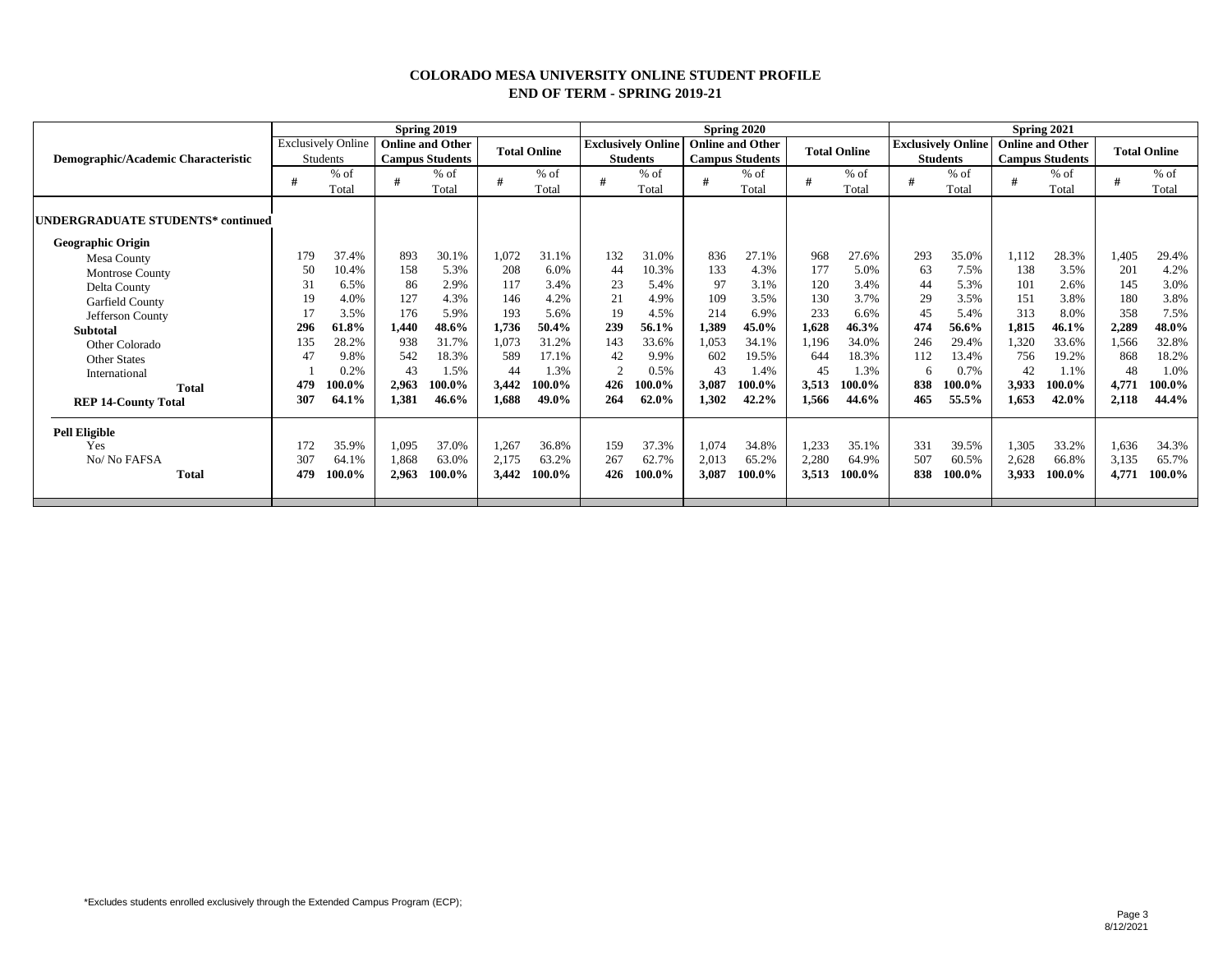# COLORADO MESA UNIVERSITY ONLINE STUDENT PROFILE
## END OF TERM - SPRING 2019-21

| Demographic/Academic Characteristic | Spring 2019 | | | | | | Spring 2020 | | | | | | Spring 2021 | | | | | |
|---|---|---|---|---|---|---|---|---|---|---|---|---|---|---|---|---|---|---|
| | Exclusively Online Students | | Online and Other Campus Students | | Total Online | | Exclusively Online Students | | Online and Other Campus Students | | Total Online | | Exclusively Online Students | | Online and Other Campus Students | | Total Online | |
| | # | % of Total | # | % of Total | # | % of Total | # | % of Total | # | % of Total | # | % of Total | # | % of Total | # | % of Total | # | % of Total |
| **UNDERGRADUATE STUDENTS* continued** | | | | | | | | | | | | | | | | | | |
| **Geographic Origin** | | | | | | | | | | | | | | | | | | |
| Mesa County | 179 | 37.4% | 893 | 30.1% | 1,072 | 31.1% | 132 | 31.0% | 836 | 27.1% | 968 | 27.6% | 293 | 35.0% | 1,112 | 28.3% | 1,405 | 29.4% |
| Montrose County | 50 | 10.4% | 158 | 5.3% | 208 | 6.0% | 44 | 10.3% | 133 | 4.3% | 177 | 5.0% | 63 | 7.5% | 138 | 3.5% | 201 | 4.2% |
| Delta County | 31 | 6.5% | 86 | 2.9% | 117 | 3.4% | 23 | 5.4% | 97 | 3.1% | 120 | 3.4% | 44 | 5.3% | 101 | 2.6% | 145 | 3.0% |
| Garfield County | 19 | 4.0% | 127 | 4.3% | 146 | 4.2% | 21 | 4.9% | 109 | 3.5% | 130 | 3.7% | 29 | 3.5% | 151 | 3.8% | 180 | 3.8% |
| Jefferson County | 17 | 3.5% | 176 | 5.9% | 193 | 5.6% | 19 | 4.5% | 214 | 6.9% | 233 | 6.6% | 45 | 5.4% | 313 | 8.0% | 358 | 7.5% |
| **Subtotal** | **296** | **61.8%** | **1,440** | **48.6%** | **1,736** | **50.4%** | **239** | **56.1%** | **1,389** | **45.0%** | **1,628** | **46.3%** | **474** | **56.6%** | **1,815** | **46.1%** | **2,289** | **48.0%** |
| Other Colorado | 135 | 28.2% | 938 | 31.7% | 1,073 | 31.2% | 143 | 33.6% | 1,053 | 34.1% | 1,196 | 34.0% | 246 | 29.4% | 1,320 | 33.6% | 1,566 | 32.8% |
| Other States | 47 | 9.8% | 542 | 18.3% | 589 | 17.1% | 42 | 9.9% | 602 | 19.5% | 644 | 18.3% | 112 | 13.4% | 756 | 19.2% | 868 | 18.2% |
| International | 1 | 0.2% | 43 | 1.5% | 44 | 1.3% | 2 | 0.5% | 43 | 1.4% | 45 | 1.3% | 6 | 0.7% | 42 | 1.1% | 48 | 1.0% |
| **Total** | **479** | **100.0%** | **2,963** | **100.0%** | **3,442** | **100.0%** | **426** | **100.0%** | **3,087** | **100.0%** | **3,513** | **100.0%** | **838** | **100.0%** | **3,933** | **100.0%** | **4,771** | **100.0%** |
| **REP 14-County Total** | **307** | **64.1%** | **1,381** | **46.6%** | **1,688** | **49.0%** | **264** | **62.0%** | **1,302** | **42.2%** | **1,566** | **44.6%** | **465** | **55.5%** | **1,653** | **42.0%** | **2,118** | **44.4%** |
| **Pell Eligible** | | | | | | | | | | | | | | | | | | |
| Yes | 172 | 35.9% | 1,095 | 37.0% | 1,267 | 36.8% | 159 | 37.3% | 1,074 | 34.8% | 1,233 | 35.1% | 331 | 39.5% | 1,305 | 33.2% | 1,636 | 34.3% |
| No/ No FAFSA | 307 | 64.1% | 1,868 | 63.0% | 2,175 | 63.2% | 267 | 62.7% | 2,013 | 65.2% | 2,280 | 64.9% | 507 | 60.5% | 2,628 | 66.8% | 3,135 | 65.7% |
| **Total** | **479** | **100.0%** | **2,963** | **100.0%** | **3,442** | **100.0%** | **426** | **100.0%** | **3,087** | **100.0%** | **3,513** | **100.0%** | **838** | **100.0%** | **3,933** | **100.0%** | **4,771** | **100.0%** |

*Excludes students enrolled exclusively through the Extended Campus Program (ECP);

8/12/2021